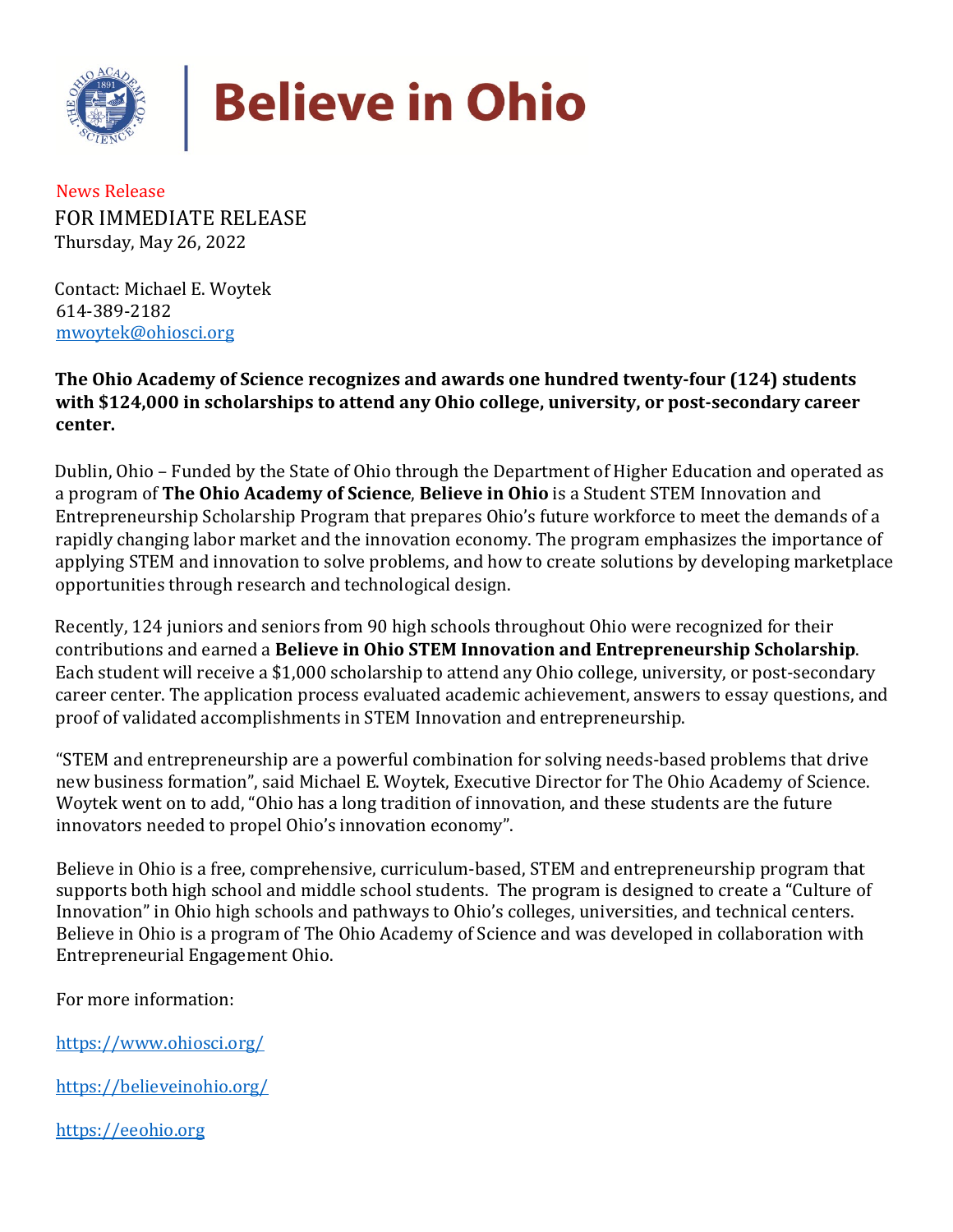# Believe in Ohio

News Release

FOR IMMEDIATE RELEASE

Thursday, May 26, 2022

Contact: Michael E. Woytek
614-389-2182
mwoytek@ohiosci.org

**The Ohio Academy of Science recognizes and awards one hundred twenty-four (124) students with $124,000 in scholarships to attend any Ohio college, university, or post-secondary career center.**

Dublin, Ohio – Funded by the State of Ohio through the Department of Higher Education and operated as a program of **The Ohio Academy of Science**, **Believe in Ohio** is a Student STEM Innovation and Entrepreneurship Scholarship Program that prepares Ohio's future workforce to meet the demands of a rapidly changing labor market and the innovation economy. The program emphasizes the importance of applying STEM and innovation to solve problems, and how to create solutions by developing marketplace opportunities through research and technological design.

Recently, 124 juniors and seniors from 90 high schools throughout Ohio were recognized for their contributions and earned a **Believe in Ohio STEM Innovation and Entrepreneurship Scholarship**. Each student will receive a $1,000 scholarship to attend any Ohio college, university, or post-secondary career center. The application process evaluated academic achievement, answers to essay questions, and proof of validated accomplishments in STEM Innovation and entrepreneurship.

"STEM and entrepreneurship are a powerful combination for solving needs-based problems that drive new business formation", said Michael E. Woytek, Executive Director for The Ohio Academy of Science. Woytek went on to add, "Ohio has a long tradition of innovation, and these students are the future innovators needed to propel Ohio's innovation economy".

Believe in Ohio is a free, comprehensive, curriculum-based, STEM and entrepreneurship program that supports both high school and middle school students. The program is designed to create a "Culture of Innovation" in Ohio high schools and pathways to Ohio's colleges, universities, and technical centers. Believe in Ohio is a program of The Ohio Academy of Science and was developed in collaboration with Entrepreneurial Engagement Ohio.

For more information:

https://www.ohiosci.org/

https://believeinohio.org/

https://eeohio.org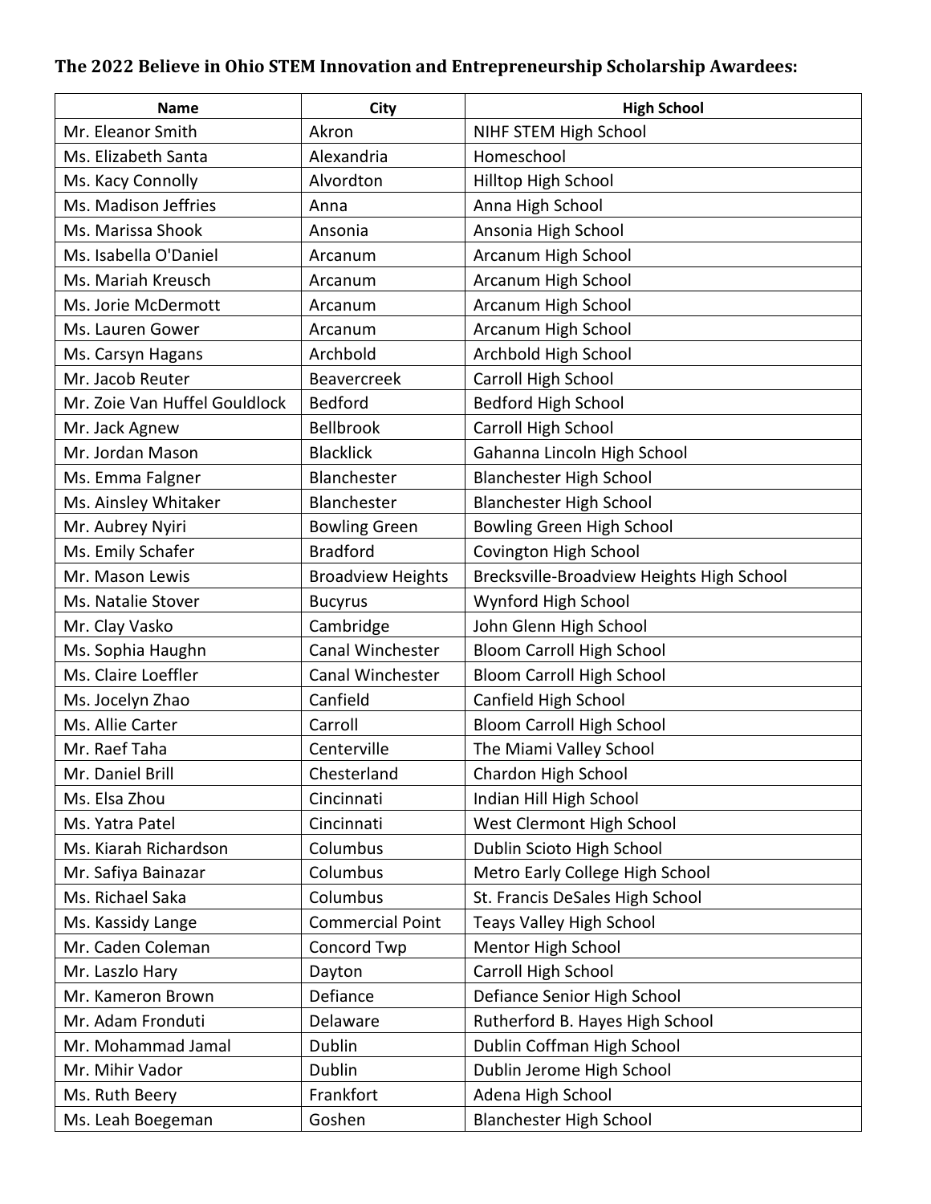**The 2022 Believe in Ohio STEM Innovation and Entrepreneurship Scholarship Awardees:**

| Name | City | High School |
|---|---|---|
| Mr. Eleanor Smith | Akron | NIHF STEM High School |
| Ms. Elizabeth Santa | Alexandria | Homeschool |
| Ms. Kacy Connolly | Alvordton | Hilltop High School |
| Ms. Madison Jeffries | Anna | Anna High School |
| Ms. Marissa Shook | Ansonia | Ansonia High School |
| Ms. Isabella O'Daniel | Arcanum | Arcanum High School |
| Ms. Mariah Kreusch | Arcanum | Arcanum High School |
| Ms. Jorie McDermott | Arcanum | Arcanum High School |
| Ms. Lauren Gower | Arcanum | Arcanum High School |
| Ms. Carsyn Hagans | Archbold | Archbold High School |
| Mr. Jacob Reuter | Beavercreek | Carroll High School |
| Mr. Zoie Van Huffel Gouldlock | Bedford | Bedford High School |
| Mr. Jack Agnew | Bellbrook | Carroll High School |
| Mr. Jordan Mason | Blacklick | Gahanna Lincoln High School |
| Ms. Emma Falgner | Blanchester | Blanchester High School |
| Ms. Ainsley Whitaker | Blanchester | Blanchester High School |
| Mr. Aubrey Nyiri | Bowling Green | Bowling Green High School |
| Ms. Emily Schafer | Bradford | Covington High School |
| Mr. Mason Lewis | Broadview Heights | Brecksville-Broadview Heights High School |
| Ms. Natalie Stover | Bucyrus | Wynford High School |
| Mr. Clay Vasko | Cambridge | John Glenn High School |
| Ms. Sophia Haughn | Canal Winchester | Bloom Carroll High School |
| Ms. Claire Loeffler | Canal Winchester | Bloom Carroll High School |
| Ms. Jocelyn Zhao | Canfield | Canfield High School |
| Ms. Allie Carter | Carroll | Bloom Carroll High School |
| Mr. Raef Taha | Centerville | The Miami Valley School |
| Mr. Daniel Brill | Chesterland | Chardon High School |
| Ms. Elsa Zhou | Cincinnati | Indian Hill High School |
| Ms. Yatra Patel | Cincinnati | West Clermont High School |
| Ms. Kiarah Richardson | Columbus | Dublin Scioto High School |
| Mr. Safiya Bainazar | Columbus | Metro Early College High School |
| Ms. Richael Saka | Columbus | St. Francis DeSales High School |
| Ms. Kassidy Lange | Commercial Point | Teays Valley High School |
| Mr. Caden Coleman | Concord Twp | Mentor High School |
| Mr. Laszlo Hary | Dayton | Carroll High School |
| Mr. Kameron Brown | Defiance | Defiance Senior High School |
| Mr. Adam Fronduti | Delaware | Rutherford B. Hayes High School |
| Mr. Mohammad Jamal | Dublin | Dublin Coffman High School |
| Mr. Mihir Vador | Dublin | Dublin Jerome High School |
| Ms. Ruth Beery | Frankfort | Adena High School |
| Ms. Leah Boegeman | Goshen | Blanchester High School |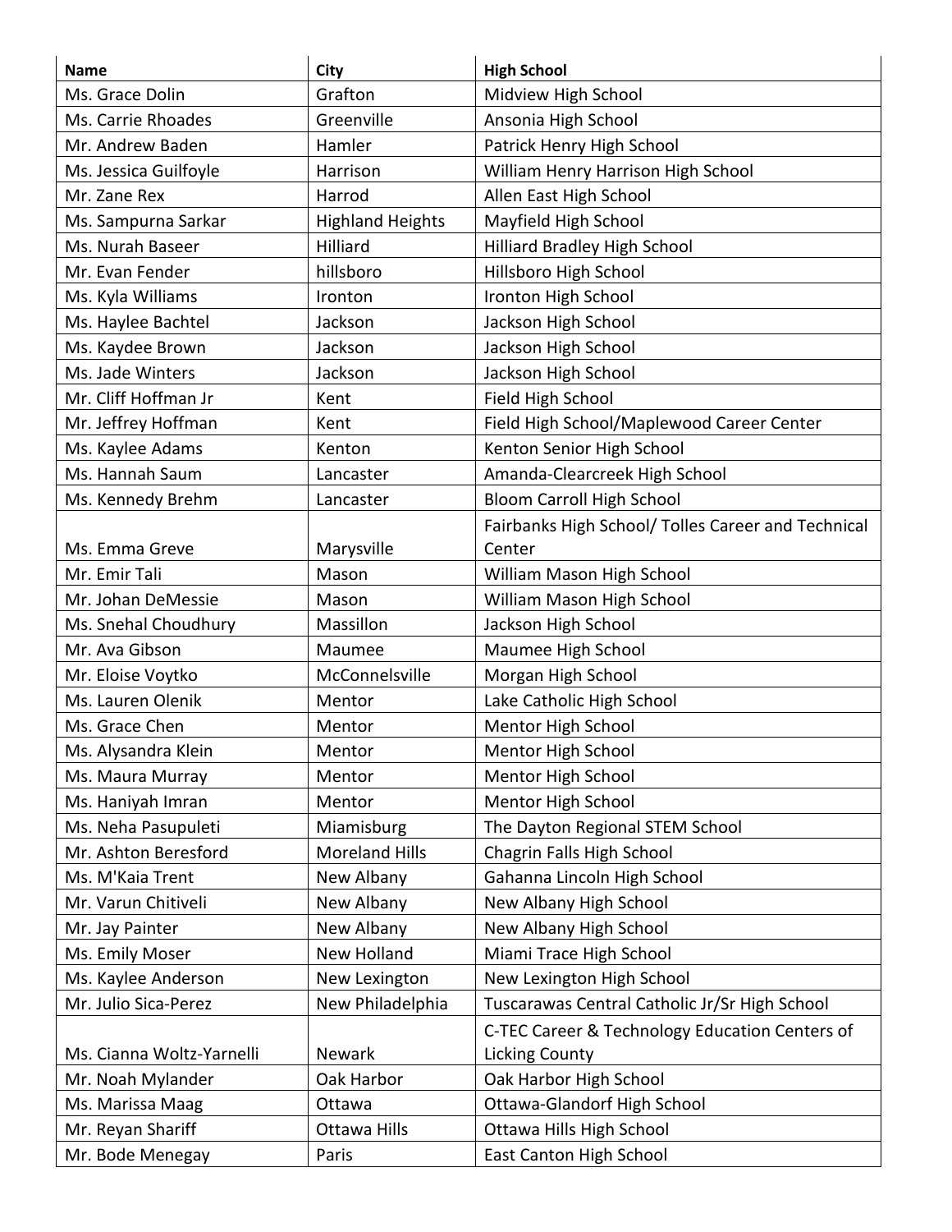| Name | City | High School |
| --- | --- | --- |
| Ms. Grace Dolin | Grafton | Midview High School |
| Ms. Carrie Rhoades | Greenville | Ansonia High School |
| Mr. Andrew Baden | Hamler | Patrick Henry High School |
| Ms. Jessica Guilfoyle | Harrison | William Henry Harrison High School |
| Mr. Zane Rex | Harrod | Allen East High School |
| Ms. Sampurna Sarkar | Highland Heights | Mayfield High School |
| Ms. Nurah Baseer | Hilliard | Hilliard Bradley High School |
| Mr. Evan Fender | hillsboro | Hillsboro High School |
| Ms. Kyla Williams | Ironton | Ironton High School |
| Ms. Haylee Bachtel | Jackson | Jackson High School |
| Ms. Kaydee Brown | Jackson | Jackson High School |
| Ms. Jade Winters | Jackson | Jackson High School |
| Mr. Cliff Hoffman Jr | Kent | Field High School |
| Mr. Jeffrey Hoffman | Kent | Field High School/Maplewood Career Center |
| Ms. Kaylee Adams | Kenton | Kenton Senior High School |
| Ms. Hannah Saum | Lancaster | Amanda-Clearcreek High School |
| Ms. Kennedy Brehm | Lancaster | Bloom Carroll High School |
| Ms. Emma Greve | Marysville | Fairbanks High School/ Tolles Career and Technical Center |
| Mr. Emir Tali | Mason | William Mason High School |
| Mr. Johan DeMessie | Mason | William Mason High School |
| Ms. Snehal Choudhury | Massillon | Jackson High School |
| Mr. Ava Gibson | Maumee | Maumee High School |
| Mr. Eloise Voytko | McConnelsville | Morgan High School |
| Ms. Lauren Olenik | Mentor | Lake Catholic High School |
| Ms. Grace Chen | Mentor | Mentor High School |
| Ms. Alysandra Klein | Mentor | Mentor High School |
| Ms. Maura Murray | Mentor | Mentor High School |
| Ms. Haniyah Imran | Mentor | Mentor High School |
| Ms. Neha Pasupuleti | Miamisburg | The Dayton Regional STEM School |
| Mr. Ashton Beresford | Moreland Hills | Chagrin Falls High School |
| Ms. M'Kaia Trent | New Albany | Gahanna Lincoln High School |
| Mr. Varun Chitiveli | New Albany | New Albany High School |
| Mr. Jay Painter | New Albany | New Albany High School |
| Ms. Emily Moser | New Holland | Miami Trace High School |
| Ms. Kaylee Anderson | New Lexington | New Lexington High School |
| Mr. Julio Sica-Perez | New Philadelphia | Tuscarawas Central Catholic Jr/Sr High School |
| Ms. Cianna Woltz-Yarnelli | Newark | C-TEC Career & Technology Education Centers of Licking County |
| Mr. Noah Mylander | Oak Harbor | Oak Harbor High School |
| Ms. Marissa Maag | Ottawa | Ottawa-Glandorf High School |
| Mr. Reyan Shariff | Ottawa Hills | Ottawa Hills High School |
| Mr. Bode Menegay | Paris | East Canton High School |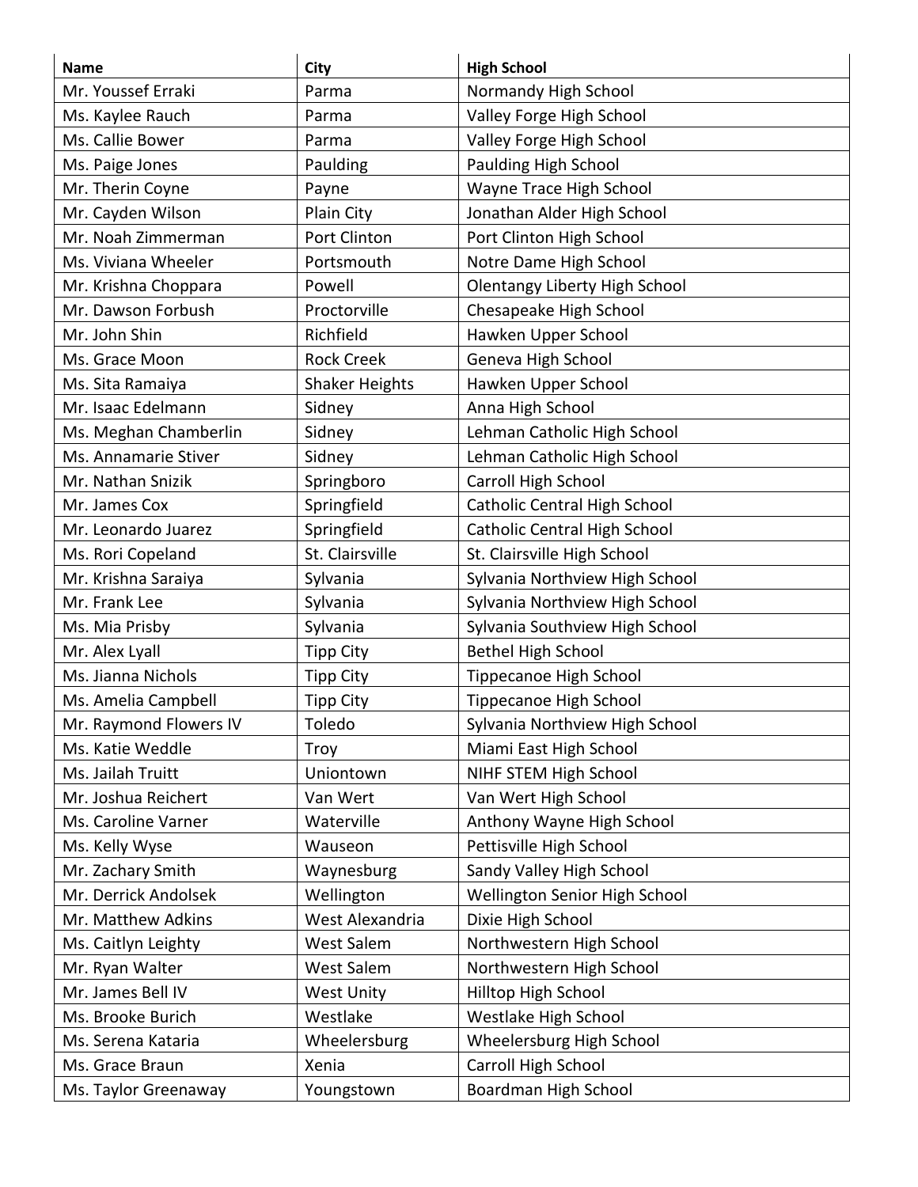| Name | City | High School |
| --- | --- | --- |
| Mr. Youssef Erraki | Parma | Normandy High School |
| Ms. Kaylee Rauch | Parma | Valley Forge High School |
| Ms. Callie Bower | Parma | Valley Forge High School |
| Ms. Paige Jones | Paulding | Paulding High School |
| Mr. Therin Coyne | Payne | Wayne Trace High School |
| Mr. Cayden Wilson | Plain City | Jonathan Alder High School |
| Mr. Noah Zimmerman | Port Clinton | Port Clinton High School |
| Ms. Viviana Wheeler | Portsmouth | Notre Dame High School |
| Mr. Krishna Choppara | Powell | Olentangy Liberty High School |
| Mr. Dawson Forbush | Proctorville | Chesapeake High School |
| Mr. John Shin | Richfield | Hawken Upper School |
| Ms. Grace Moon | Rock Creek | Geneva High School |
| Ms. Sita Ramaiya | Shaker Heights | Hawken Upper School |
| Mr. Isaac Edelmann | Sidney | Anna High School |
| Ms. Meghan Chamberlin | Sidney | Lehman Catholic High School |
| Ms. Annamarie Stiver | Sidney | Lehman Catholic High School |
| Mr. Nathan Snizik | Springboro | Carroll High School |
| Mr. James Cox | Springfield | Catholic Central High School |
| Mr. Leonardo Juarez | Springfield | Catholic Central High School |
| Ms. Rori Copeland | St. Clairsville | St. Clairsville High School |
| Mr. Krishna Saraiya | Sylvania | Sylvania Northview High School |
| Mr. Frank Lee | Sylvania | Sylvania Northview High School |
| Ms. Mia Prisby | Sylvania | Sylvania Southview High School |
| Mr. Alex Lyall | Tipp City | Bethel High School |
| Ms. Jianna Nichols | Tipp City | Tippecanoe High School |
| Ms. Amelia Campbell | Tipp City | Tippecanoe High School |
| Mr. Raymond Flowers IV | Toledo | Sylvania Northview High School |
| Ms. Katie Weddle | Troy | Miami East High School |
| Ms. Jailah Truitt | Uniontown | NIHF STEM High School |
| Mr. Joshua Reichert | Van Wert | Van Wert High School |
| Ms. Caroline Varner | Waterville | Anthony Wayne High School |
| Ms. Kelly Wyse | Wauseon | Pettisville High School |
| Mr. Zachary Smith | Waynesburg | Sandy Valley High School |
| Mr. Derrick Andolsek | Wellington | Wellington Senior High School |
| Mr. Matthew Adkins | West Alexandria | Dixie High School |
| Ms. Caitlyn Leighty | West Salem | Northwestern High School |
| Mr. Ryan Walter | West Salem | Northwestern High School |
| Mr. James Bell IV | West Unity | Hilltop High School |
| Ms. Brooke Burich | Westlake | Westlake High School |
| Ms. Serena Kataria | Wheelersburg | Wheelersburg High School |
| Ms. Grace Braun | Xenia | Carroll High School |
| Ms. Taylor Greenaway | Youngstown | Boardman High School |